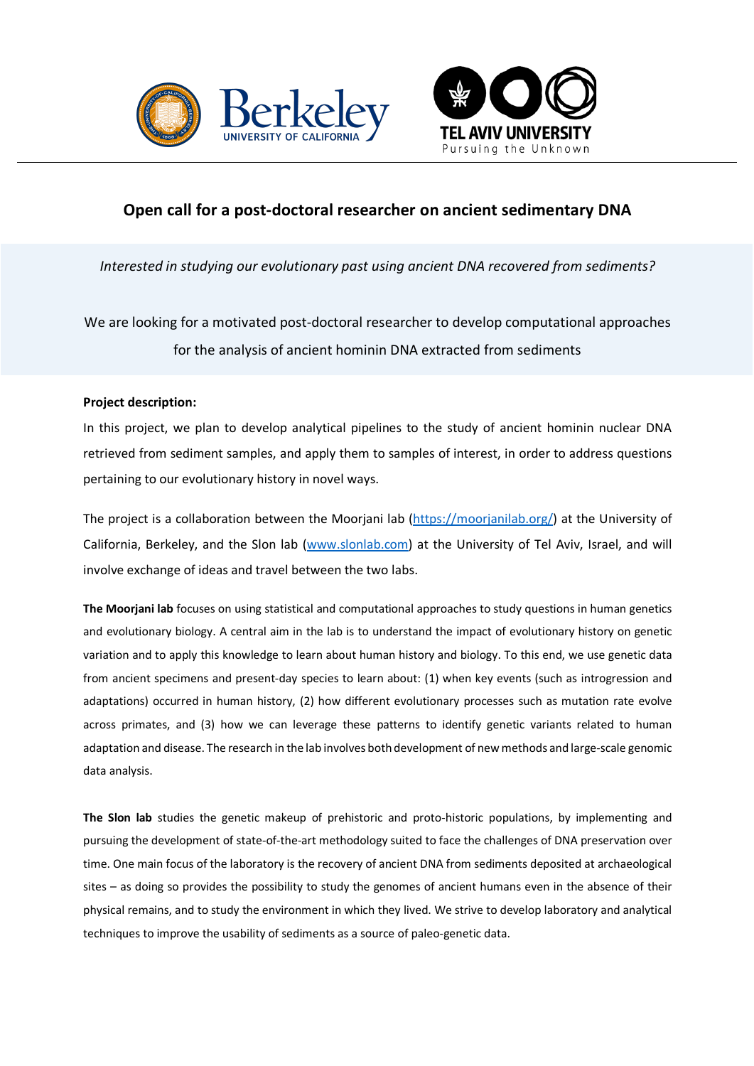# Open call for a post-doctoral researcher on ancient sedimentary DNA

*Interested in studying our evolutionary past using ancient DNA recovered from sediments?*

We are looking for a motivated post-doctoral researcher to develop computational approaches for the analysis of ancient hominin DNA extracted from sediments

**Project description:**

In this project, we plan to develop analytical pipelines to the study of ancient hominin nuclear DNA retrieved from sediment samples, and apply them to samples of interest, in order to address questions pertaining to our evolutionary history in novel ways.

The project is a collaboration between the Moorjani lab (https://moorjanilab.org/) at the University of California, Berkeley, and the Slon lab (www.slonlab.com) at the University of Tel Aviv, Israel, and will involve exchange of ideas and travel between the two labs.

**The Moorjani lab** focuses on using statistical and computational approaches to study questions in human genetics and evolutionary biology. A central aim in the lab is to understand the impact of evolutionary history on genetic variation and to apply this knowledge to learn about human history and biology. To this end, we use genetic data from ancient specimens and present-day species to learn about: (1) when key events (such as introgression and adaptations) occurred in human history, (2) how different evolutionary processes such as mutation rate evolve across primates, and (3) how we can leverage these patterns to identify genetic variants related to human adaptation and disease. The research in the lab involves both development of new methods and large-scale genomic data analysis.

**The Slon lab** studies the genetic makeup of prehistoric and proto-historic populations, by implementing and pursuing the development of state-of-the-art methodology suited to face the challenges of DNA preservation over time. One main focus of the laboratory is the recovery of ancient DNA from sediments deposited at archaeological sites – as doing so provides the possibility to study the genomes of ancient humans even in the absence of their physical remains, and to study the environment in which they lived. We strive to develop laboratory and analytical techniques to improve the usability of sediments as a source of paleo-genetic data.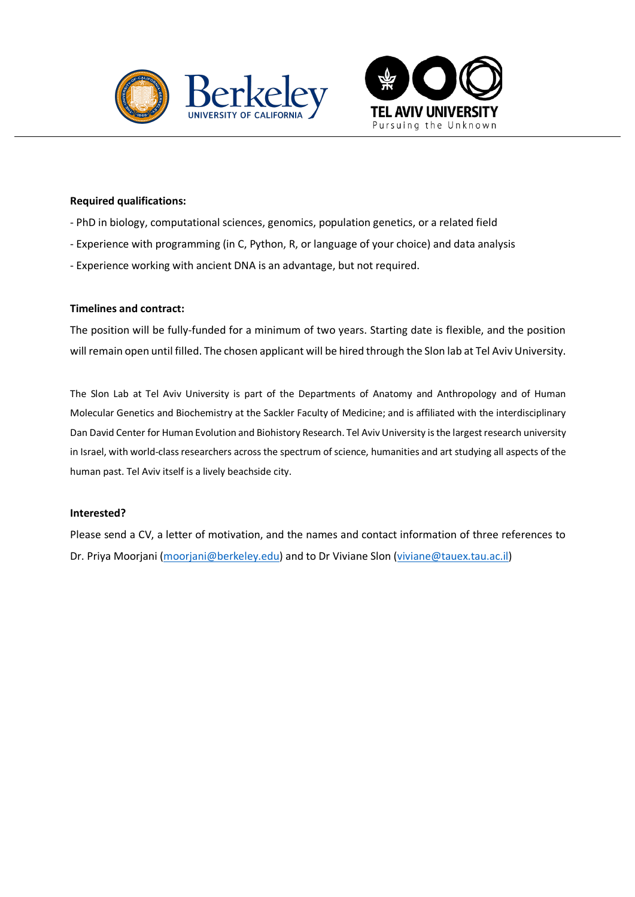**Required qualifications:**

- PhD in biology, computational sciences, genomics, population genetics, or a related field
- Experience with programming (in C, Python, R, or language of your choice) and data analysis
- Experience working with ancient DNA is an advantage, but not required.

**Timelines and contract:**

The position will be fully-funded for a minimum of two years. Starting date is flexible, and the position will remain open until filled. The chosen applicant will be hired through the Slon lab at Tel Aviv University.

The Slon Lab at Tel Aviv University is part of the Departments of Anatomy and Anthropology and of Human Molecular Genetics and Biochemistry at the Sackler Faculty of Medicine; and is affiliated with the interdisciplinary Dan David Center for Human Evolution and Biohistory Research. Tel Aviv University is the largest research university in Israel, with world-class researchers across the spectrum of science, humanities and art studying all aspects of the human past. Tel Aviv itself is a lively beachside city.

**Interested?**

Please send a CV, a letter of motivation, and the names and contact information of three references to Dr. Priya Moorjani (moorjani@berkeley.edu) and to Dr Viviane Slon (viviane@tauex.tau.ac.il)